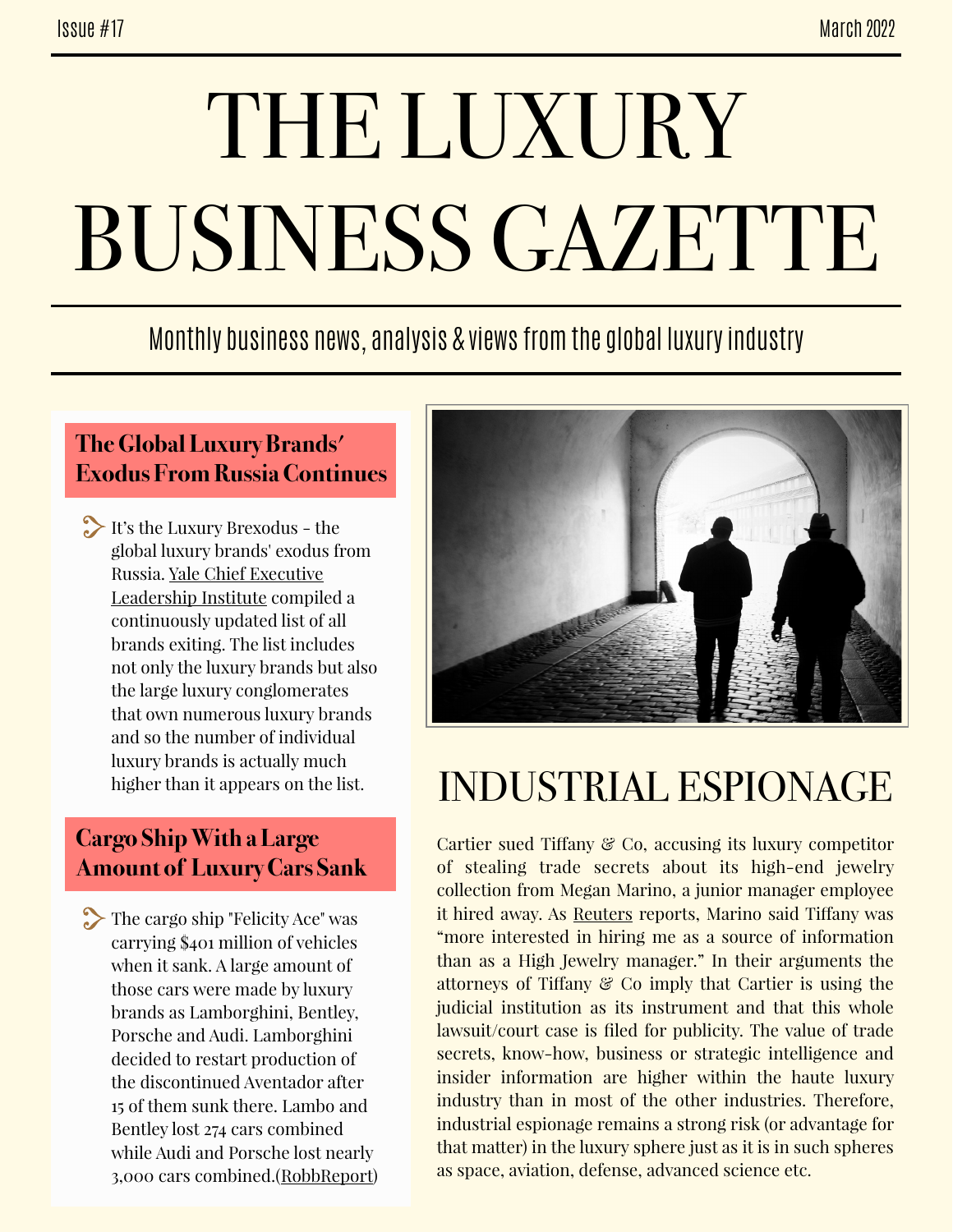# THE LUXURY BUSINESS GAZETTE

Monthly business news, analysis & views from the global luxury industry

## The Global Luxury Brands' Exodus From Russia Continues

- It's the Luxury Brexodus - the global luxury brands' exodus from Russia. Yale Chief Executive Leadership Institute compiled a continuously updated list of all brands exiting. The list includes not only the luxury brands but also the large luxury conglomerates that own numerous luxury brands and so the number of individual luxury brands is actually much higher than it appears on the list.

## Cargo Ship With a Large Amount of Luxury Cars Sank

- The cargo ship "Felicity Ace" was carrying $401 million of vehicles when it sank. A large amount of those cars were made by luxury brands as Lamborghini, Bentley, Porsche and Audi. Lamborghini decided to restart production of the discontinued Aventador after 15 of them sunk there. Lambo and Bentley lost 274 cars combined while Audi and Porsche lost nearly 3,000 cars combined.(RobbReport)

## INDUSTRIAL ESPIONAGE

Cartier sued Tiffany & Co, accusing its luxury competitor of stealing trade secrets about its high-end jewelry collection from Megan Marino, a junior manager employee it hired away. As Reuters reports, Marino said Tiffany was "more interested in hiring me as a source of information than as a High Jewelry manager." In their arguments the attorneys of Tiffany & Co imply that Cartier is using the judicial institution as its instrument and that this whole lawsuit/court case is filed for publicity. The value of trade secrets, know-how, business or strategic intelligence and insider information are higher within the haute luxury industry than in most of the other industries. Therefore, industrial espionage remains a strong risk (or advantage for that matter) in the luxury sphere just as it is in such spheres as space, aviation, defense, advanced science etc.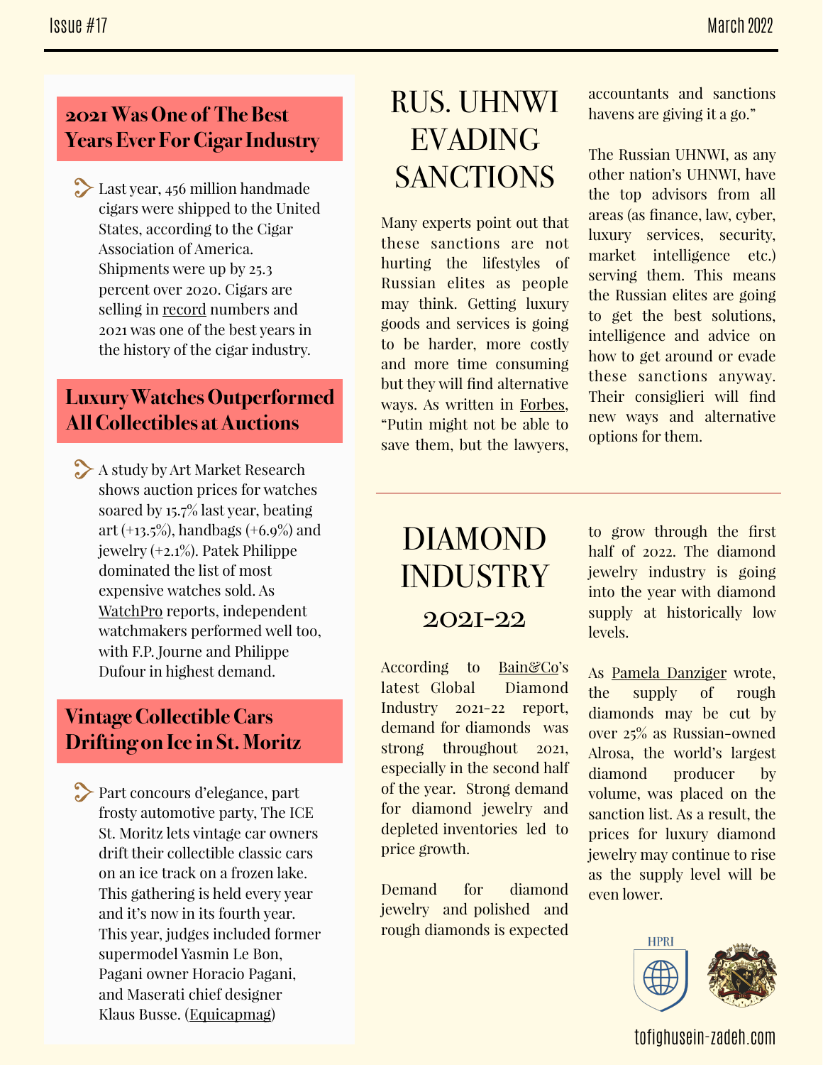## 2021 Was One of The Best Years Ever For Cigar Industry

- Last year, 456 million handmade cigars were shipped to the United States, according to the Cigar Association of America. Shipments were up by 25.3 percent over 2020. Cigars are selling in record numbers and 2021 was one of the best years in the history of the cigar industry.

## Luxury Watches Outperformed All Collectibles at Auctions

- A study by Art Market Research shows auction prices for watches soared by 15.7% last year, beating art (+13.5%), handbags (+6.9%) and jewelry (+2.1%). Patek Philippe dominated the list of most expensive watches sold. As WatchPro reports, independent watchmakers performed well too, with F.P. Journe and Philippe Dufour in highest demand.

## Vintage Collectible Cars Drifting on Ice in St. Moritz

- Part concours d'elegance, part frosty automotive party, The ICE St. Moritz lets vintage car owners drift their collectible classic cars on an ice track on a frozen lake. This gathering is held every year and it's now in its fourth year. This year, judges included former supermodel Yasmin Le Bon, Pagani owner Horacio Pagani, and Maserati chief designer Klaus Busse. (Equicapmag)

# RUS. UHNWI EVADING SANCTIONS

Many experts point out that these sanctions are not hurting the lifestyles of Russian elites as people may think. Getting luxury goods and services is going to be harder, more costly and more time consuming but they will find alternative ways. As written in Forbes, "Putin might not be able to save them, but the lawyers, accountants and sanctions havens are giving it a go."

The Russian UHNWI, as any other nation's UHNWI, have the top advisors from all areas (as finance, law, cyber, luxury services, security, market intelligence etc.) serving them. This means the Russian elites are going to get the best solutions, intelligence and advice on how to get around or evade these sanctions anyway. Their consiglieri will find new ways and alternative options for them.

# DIAMOND INDUSTRY

## 2021-22

According to Bain&Co's latest Global Diamond Industry 2021-22 report, demand for diamonds was strong throughout 2021, especially in the second half of the year. Strong demand for diamond jewelry and depleted inventories led to price growth.

Demand for diamond jewelry and polished and rough diamonds is expected to grow through the first half of 2022. The diamond jewelry industry is going into the year with diamond supply at historically low levels.

As Pamela Danziger wrote, the supply of rough diamonds may be cut by over 25% as Russian-owned Alrosa, the world's largest diamond producer by volume, was placed on the sanction list. As a result, the prices for luxury diamond jewelry may continue to rise as the supply level will be even lower.

HPRI

tofighusein-zadeh.com